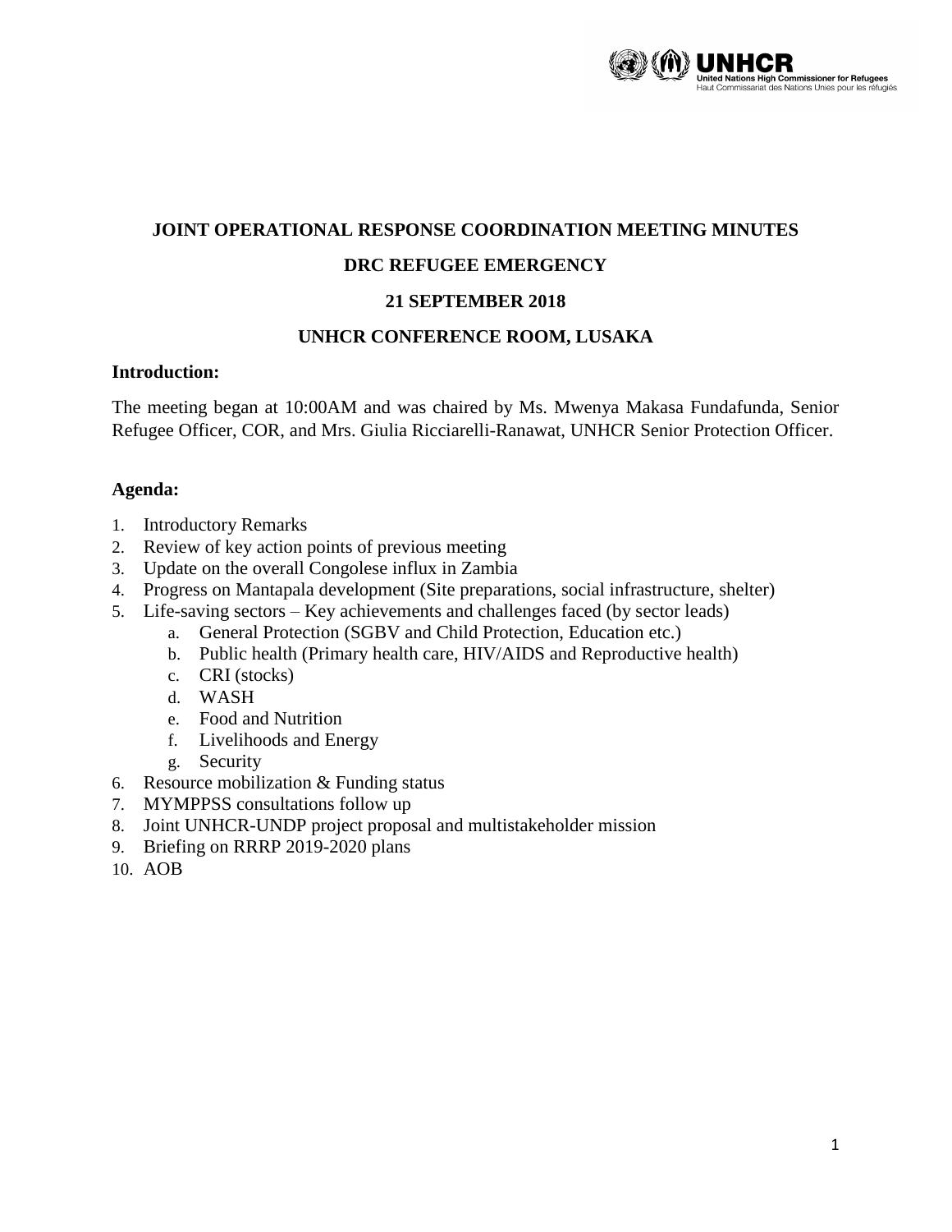# JOINT OPERATIONAL RESPONSE COORDINATION MEETING MINUTES

## DRC REFUGEE EMERGENCY

## 21 SEPTEMBER 2018

## UNHCR CONFERENCE ROOM, LUSAKA

**Introduction:**

The meeting began at 10:00AM and was chaired by Ms. Mwenya Makasa Fundafunda, Senior Refugee Officer, COR, and Mrs. Giulia Ricciarelli-Ranawat, UNHCR Senior Protection Officer.

**Agenda:**

1. Introductory Remarks
2. Review of key action points of previous meeting
3. Update on the overall Congolese influx in Zambia
4. Progress on Mantapala development (Site preparations, social infrastructure, shelter)
5. Life-saving sectors – Key achievements and challenges faced (by sector leads)
    a. General Protection (SGBV and Child Protection, Education etc.)
    b. Public health (Primary health care, HIV/AIDS and Reproductive health)
    c. CRI (stocks)
    d. WASH
    e. Food and Nutrition
    f. Livelihoods and Energy
    g. Security
6. Resource mobilization & Funding status
7. MYMPPSS consultations follow up
8. Joint UNHCR-UNDP project proposal and multistakeholder mission
9. Briefing on RRRP 2019-2020 plans
10. AOB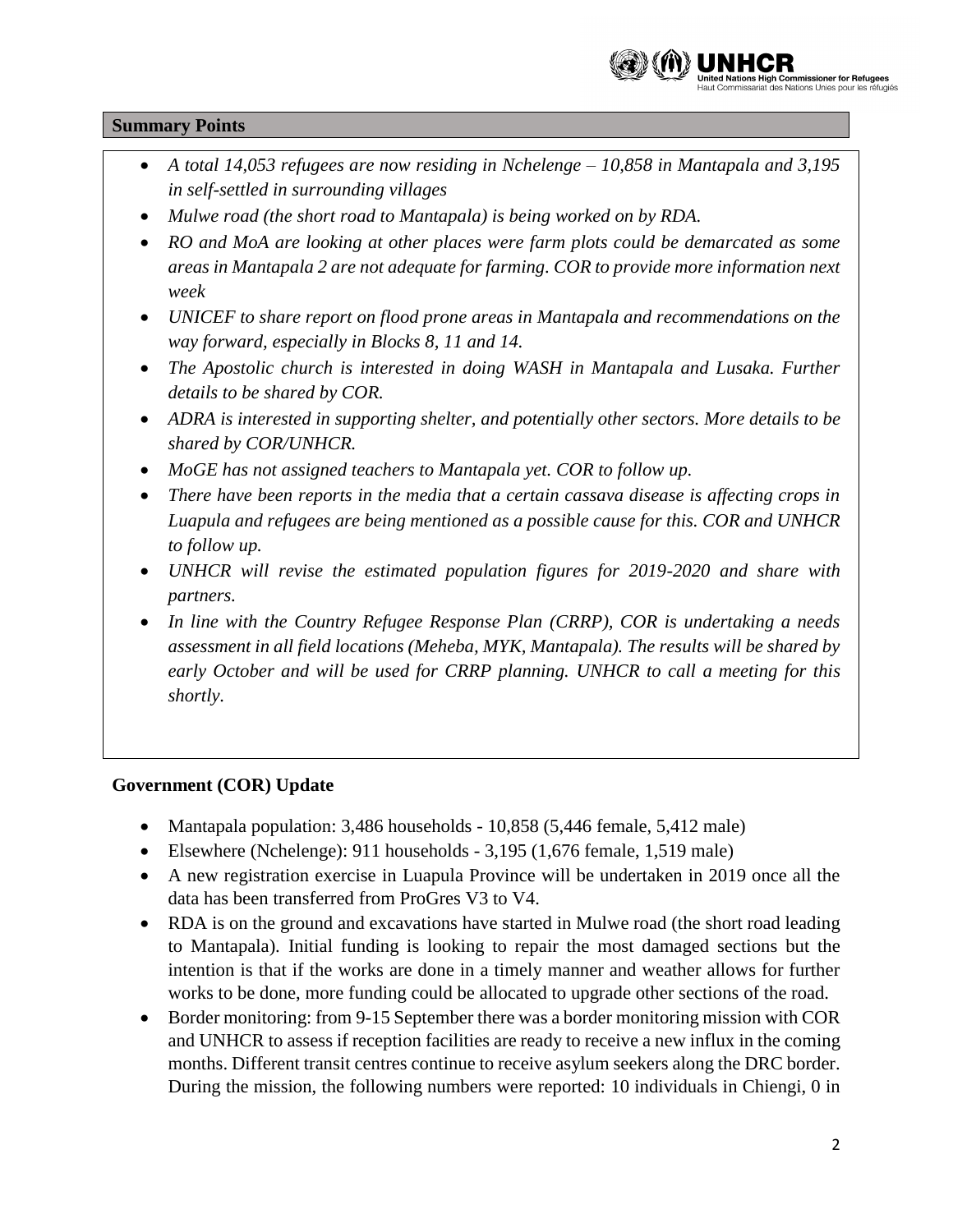## Summary Points

- *A total 14,053 refugees are now residing in Nchelenge – 10,858 in Mantapala and 3,195 in self-settled in surrounding villages*
- *Mulwe road (the short road to Mantapala) is being worked on by RDA.*
- *RO and MoA are looking at other places were farm plots could be demarcated as some areas in Mantapala 2 are not adequate for farming. COR to provide more information next week*
- *UNICEF to share report on flood prone areas in Mantapala and recommendations on the way forward, especially in Blocks 8, 11 and 14.*
- *The Apostolic church is interested in doing WASH in Mantapala and Lusaka. Further details to be shared by COR.*
- *ADRA is interested in supporting shelter, and potentially other sectors. More details to be shared by COR/UNHCR.*
- *MoGE has not assigned teachers to Mantapala yet. COR to follow up.*
- *There have been reports in the media that a certain cassava disease is affecting crops in Luapula and refugees are being mentioned as a possible cause for this. COR and UNHCR to follow up.*
- *UNHCR will revise the estimated population figures for 2019-2020 and share with partners.*
- *In line with the Country Refugee Response Plan (CRRP), COR is undertaking a needs assessment in all field locations (Meheba, MYK, Mantapala). The results will be shared by early October and will be used for CRRP planning. UNHCR to call a meeting for this shortly.*

## Government (COR) Update

- Mantapala population: 3,486 households - 10,858 (5,446 female, 5,412 male)
- Elsewhere (Nchelenge): 911 households - 3,195 (1,676 female, 1,519 male)
- A new registration exercise in Luapula Province will be undertaken in 2019 once all the data has been transferred from ProGres V3 to V4.
- RDA is on the ground and excavations have started in Mulwe road (the short road leading to Mantapala). Initial funding is looking to repair the most damaged sections but the intention is that if the works are done in a timely manner and weather allows for further works to be done, more funding could be allocated to upgrade other sections of the road.
- Border monitoring: from 9-15 September there was a border monitoring mission with COR and UNHCR to assess if reception facilities are ready to receive a new influx in the coming months. Different transit centres continue to receive asylum seekers along the DRC border. During the mission, the following numbers were reported: 10 individuals in Chiengi, 0 in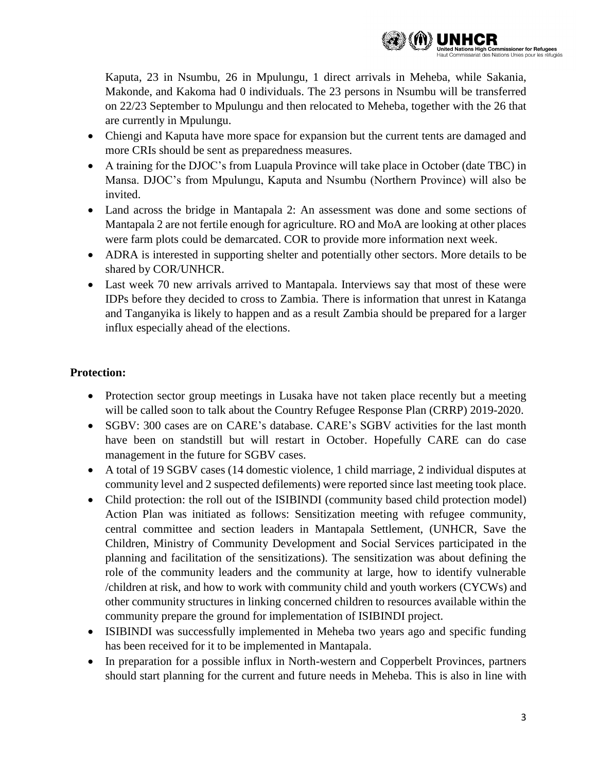Kaputa, 23 in Nsumbu, 26 in Mpulungu, 1 direct arrivals in Meheba, while Sakania, Makonde, and Kakoma had 0 individuals. The 23 persons in Nsumbu will be transferred on 22/23 September to Mpulungu and then relocated to Meheba, together with the 26 that are currently in Mpulungu.

- Chiengi and Kaputa have more space for expansion but the current tents are damaged and more CRIs should be sent as preparedness measures.
- A training for the DJOC's from Luapula Province will take place in October (date TBC) in Mansa. DJOC's from Mpulungu, Kaputa and Nsumbu (Northern Province) will also be invited.
- Land across the bridge in Mantapala 2: An assessment was done and some sections of Mantapala 2 are not fertile enough for agriculture. RO and MoA are looking at other places were farm plots could be demarcated. COR to provide more information next week.
- ADRA is interested in supporting shelter and potentially other sectors. More details to be shared by COR/UNHCR.
- Last week 70 new arrivals arrived to Mantapala. Interviews say that most of these were IDPs before they decided to cross to Zambia. There is information that unrest in Katanga and Tanganyika is likely to happen and as a result Zambia should be prepared for a larger influx especially ahead of the elections.

**Protection:**

- Protection sector group meetings in Lusaka have not taken place recently but a meeting will be called soon to talk about the Country Refugee Response Plan (CRRP) 2019-2020.
- SGBV: 300 cases are on CARE's database. CARE's SGBV activities for the last month have been on standstill but will restart in October. Hopefully CARE can do case management in the future for SGBV cases.
- A total of 19 SGBV cases (14 domestic violence, 1 child marriage, 2 individual disputes at community level and 2 suspected defilements) were reported since last meeting took place.
- Child protection: the roll out of the ISIBINDI (community based child protection model) Action Plan was initiated as follows: Sensitization meeting with refugee community, central committee and section leaders in Mantapala Settlement, (UNHCR, Save the Children, Ministry of Community Development and Social Services participated in the planning and facilitation of the sensitizations). The sensitization was about defining the role of the community leaders and the community at large, how to identify vulnerable /children at risk, and how to work with community child and youth workers (CYCWs) and other community structures in linking concerned children to resources available within the community prepare the ground for implementation of ISIBINDI project.
- ISIBINDI was successfully implemented in Meheba two years ago and specific funding has been received for it to be implemented in Mantapala.
- In preparation for a possible influx in North-western and Copperbelt Provinces, partners should start planning for the current and future needs in Meheba. This is also in line with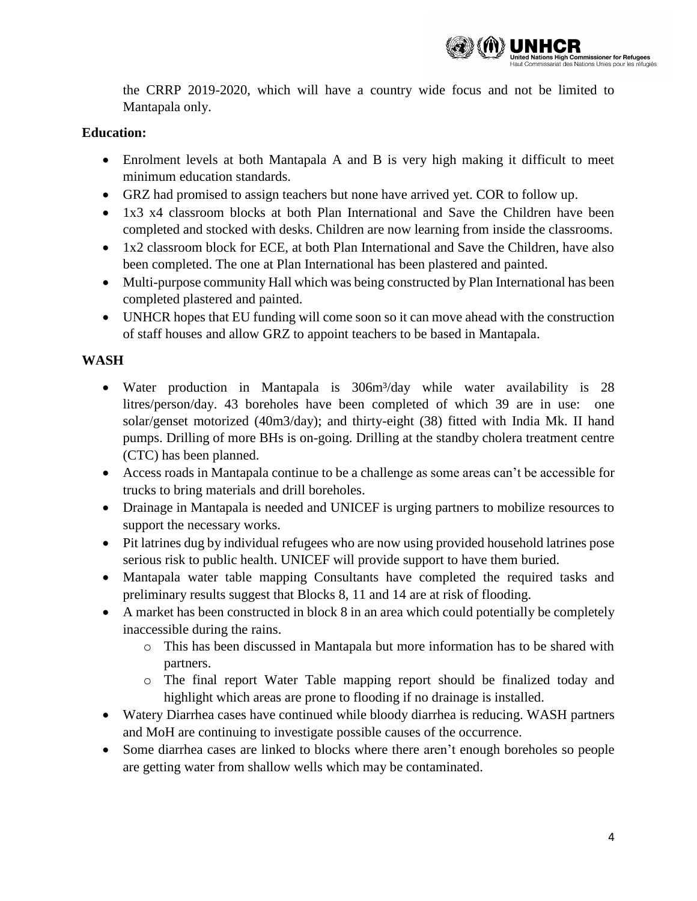the CRRP 2019-2020, which will have a country wide focus and not be limited to Mantapala only.

**Education:**

- Enrolment levels at both Mantapala A and B is very high making it difficult to meet minimum education standards.
- GRZ had promised to assign teachers but none have arrived yet. COR to follow up.
- 1x3 x4 classroom blocks at both Plan International and Save the Children have been completed and stocked with desks. Children are now learning from inside the classrooms.
- 1x2 classroom block for ECE, at both Plan International and Save the Children, have also been completed. The one at Plan International has been plastered and painted.
- Multi-purpose community Hall which was being constructed by Plan International has been completed plastered and painted.
- UNHCR hopes that EU funding will come soon so it can move ahead with the construction of staff houses and allow GRZ to appoint teachers to be based in Mantapala.

**WASH**

- Water production in Mantapala is 306m³/day while water availability is 28 litres/person/day. 43 boreholes have been completed of which 39 are in use: one solar/genset motorized (40m3/day); and thirty-eight (38) fitted with India Mk. II hand pumps. Drilling of more BHs is on-going. Drilling at the standby cholera treatment centre (CTC) has been planned.
- Access roads in Mantapala continue to be a challenge as some areas can't be accessible for trucks to bring materials and drill boreholes.
- Drainage in Mantapala is needed and UNICEF is urging partners to mobilize resources to support the necessary works.
- Pit latrines dug by individual refugees who are now using provided household latrines pose serious risk to public health. UNICEF will provide support to have them buried.
- Mantapala water table mapping Consultants have completed the required tasks and preliminary results suggest that Blocks 8, 11 and 14 are at risk of flooding.
- A market has been constructed in block 8 in an area which could potentially be completely inaccessible during the rains.
  - This has been discussed in Mantapala but more information has to be shared with partners.
  - The final report Water Table mapping report should be finalized today and highlight which areas are prone to flooding if no drainage is installed.
- Watery Diarrhea cases have continued while bloody diarrhea is reducing. WASH partners and MoH are continuing to investigate possible causes of the occurrence.
- Some diarrhea cases are linked to blocks where there aren't enough boreholes so people are getting water from shallow wells which may be contaminated.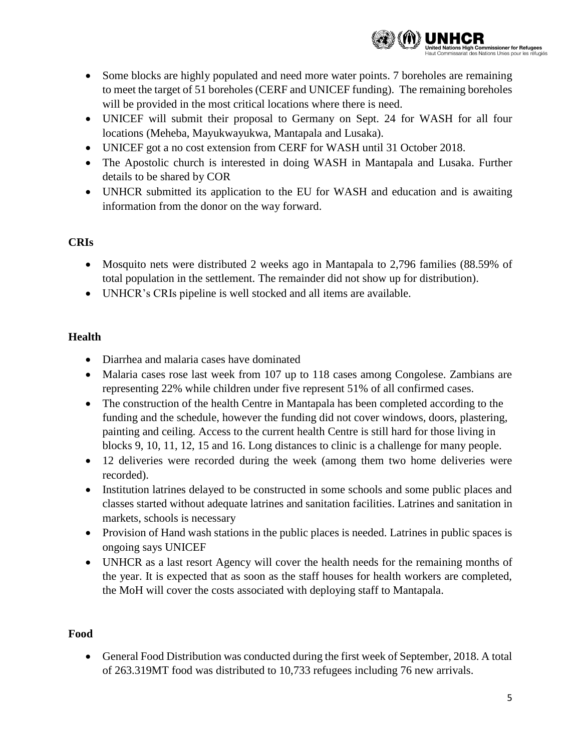- Some blocks are highly populated and need more water points. 7 boreholes are remaining to meet the target of 51 boreholes (CERF and UNICEF funding). The remaining boreholes will be provided in the most critical locations where there is need.
- UNICEF will submit their proposal to Germany on Sept. 24 for WASH for all four locations (Meheba, Mayukwayukwa, Mantapala and Lusaka).
- UNICEF got a no cost extension from CERF for WASH until 31 October 2018.
- The Apostolic church is interested in doing WASH in Mantapala and Lusaka. Further details to be shared by COR
- UNHCR submitted its application to the EU for WASH and education and is awaiting information from the donor on the way forward.

**CRIs**

- Mosquito nets were distributed 2 weeks ago in Mantapala to 2,796 families (88.59% of total population in the settlement. The remainder did not show up for distribution).
- UNHCR's CRIs pipeline is well stocked and all items are available.

**Health**

- Diarrhea and malaria cases have dominated
- Malaria cases rose last week from 107 up to 118 cases among Congolese. Zambians are representing 22% while children under five represent 51% of all confirmed cases.
- The construction of the health Centre in Mantapala has been completed according to the funding and the schedule, however the funding did not cover windows, doors, plastering, painting and ceiling. Access to the current health Centre is still hard for those living in blocks 9, 10, 11, 12, 15 and 16. Long distances to clinic is a challenge for many people.
- 12 deliveries were recorded during the week (among them two home deliveries were recorded).
- Institution latrines delayed to be constructed in some schools and some public places and classes started without adequate latrines and sanitation facilities. Latrines and sanitation in markets, schools is necessary
- Provision of Hand wash stations in the public places is needed. Latrines in public spaces is ongoing says UNICEF
- UNHCR as a last resort Agency will cover the health needs for the remaining months of the year. It is expected that as soon as the staff houses for health workers are completed, the MoH will cover the costs associated with deploying staff to Mantapala.

**Food**

- General Food Distribution was conducted during the first week of September, 2018. A total of 263.319MT food was distributed to 10,733 refugees including 76 new arrivals.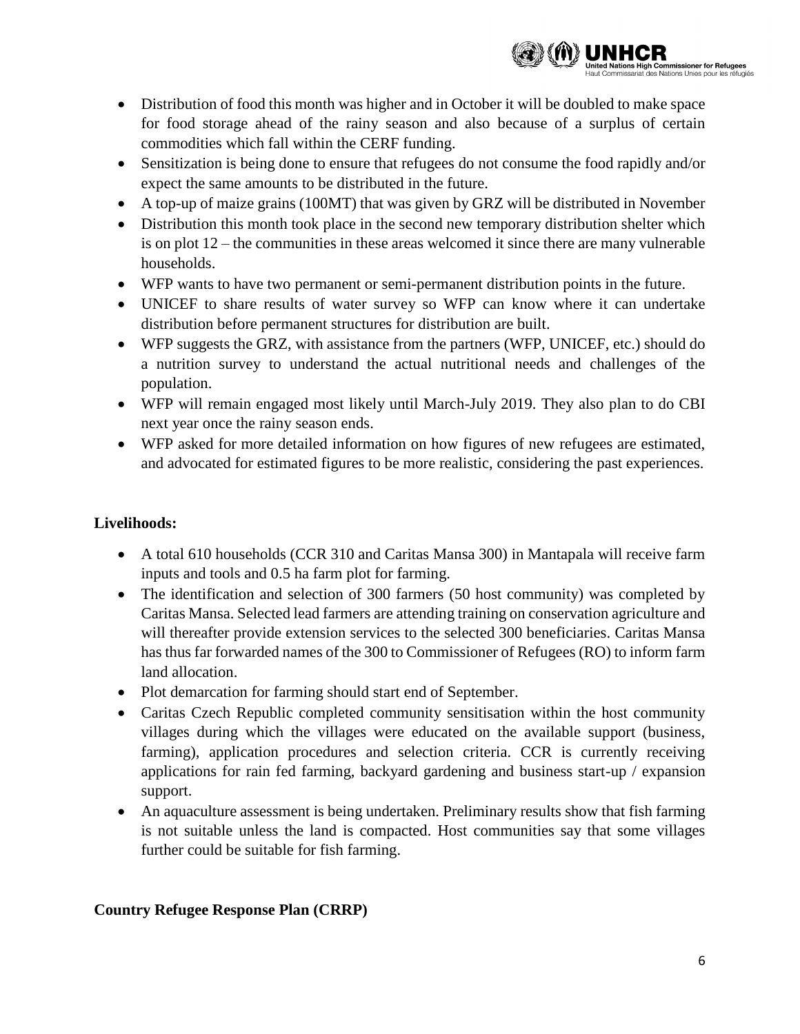- Distribution of food this month was higher and in October it will be doubled to make space for food storage ahead of the rainy season and also because of a surplus of certain commodities which fall within the CERF funding.
- Sensitization is being done to ensure that refugees do not consume the food rapidly and/or expect the same amounts to be distributed in the future.
- A top-up of maize grains (100MT) that was given by GRZ will be distributed in November
- Distribution this month took place in the second new temporary distribution shelter which is on plot 12 – the communities in these areas welcomed it since there are many vulnerable households.
- WFP wants to have two permanent or semi-permanent distribution points in the future.
- UNICEF to share results of water survey so WFP can know where it can undertake distribution before permanent structures for distribution are built.
- WFP suggests the GRZ, with assistance from the partners (WFP, UNICEF, etc.) should do a nutrition survey to understand the actual nutritional needs and challenges of the population.
- WFP will remain engaged most likely until March-July 2019. They also plan to do CBI next year once the rainy season ends.
- WFP asked for more detailed information on how figures of new refugees are estimated, and advocated for estimated figures to be more realistic, considering the past experiences.

**Livelihoods:**

- A total 610 households (CCR 310 and Caritas Mansa 300) in Mantapala will receive farm inputs and tools and 0.5 ha farm plot for farming.
- The identification and selection of 300 farmers (50 host community) was completed by Caritas Mansa. Selected lead farmers are attending training on conservation agriculture and will thereafter provide extension services to the selected 300 beneficiaries. Caritas Mansa has thus far forwarded names of the 300 to Commissioner of Refugees (RO) to inform farm land allocation.
- Plot demarcation for farming should start end of September.
- Caritas Czech Republic completed community sensitisation within the host community villages during which the villages were educated on the available support (business, farming), application procedures and selection criteria. CCR is currently receiving applications for rain fed farming, backyard gardening and business start-up / expansion support.
- An aquaculture assessment is being undertaken. Preliminary results show that fish farming is not suitable unless the land is compacted. Host communities say that some villages further could be suitable for fish farming.

**Country Refugee Response Plan (CRRP)**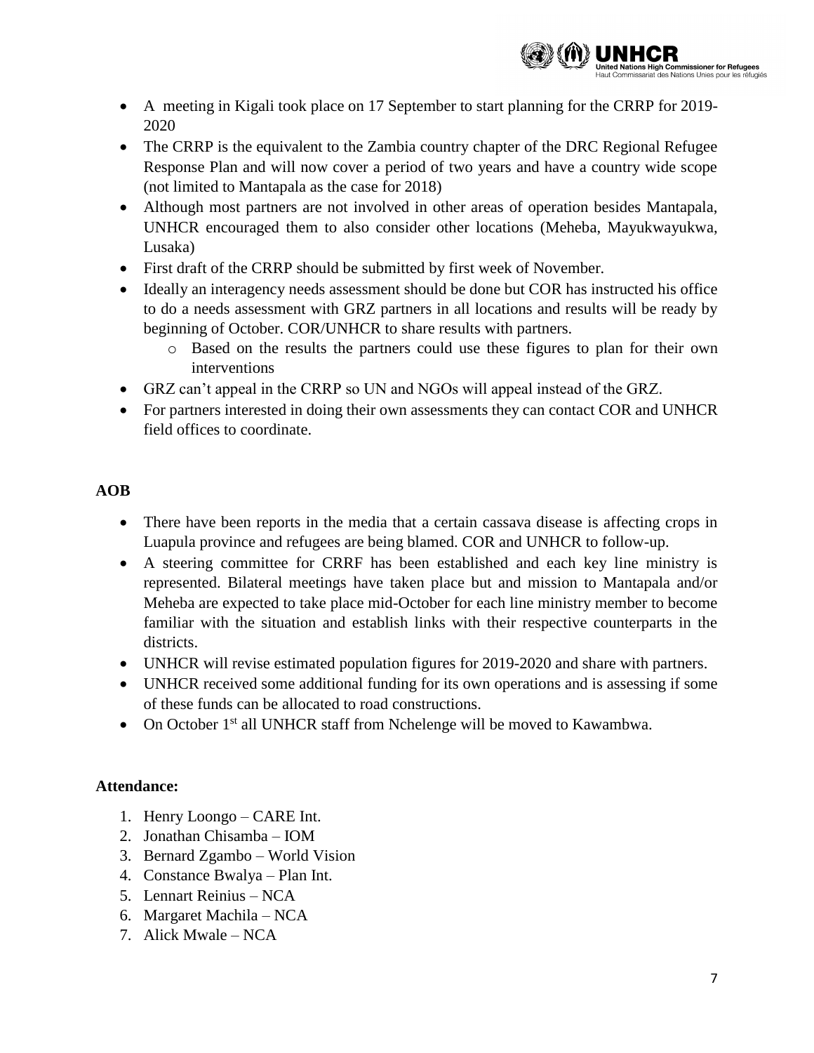- A meeting in Kigali took place on 17 September to start planning for the CRRP for 2019-2020
- The CRRP is the equivalent to the Zambia country chapter of the DRC Regional Refugee Response Plan and will now cover a period of two years and have a country wide scope (not limited to Mantapala as the case for 2018)
- Although most partners are not involved in other areas of operation besides Mantapala, UNHCR encouraged them to also consider other locations (Meheba, Mayukwayukwa, Lusaka)
- First draft of the CRRP should be submitted by first week of November.
- Ideally an interagency needs assessment should be done but COR has instructed his office to do a needs assessment with GRZ partners in all locations and results will be ready by beginning of October. COR/UNHCR to share results with partners.
  - Based on the results the partners could use these figures to plan for their own interventions
- GRZ can't appeal in the CRRP so UN and NGOs will appeal instead of the GRZ.
- For partners interested in doing their own assessments they can contact COR and UNHCR field offices to coordinate.

**AOB**

- There have been reports in the media that a certain cassava disease is affecting crops in Luapula province and refugees are being blamed. COR and UNHCR to follow-up.
- A steering committee for CRRF has been established and each key line ministry is represented. Bilateral meetings have taken place but and mission to Mantapala and/or Meheba are expected to take place mid-October for each line ministry member to become familiar with the situation and establish links with their respective counterparts in the districts.
- UNHCR will revise estimated population figures for 2019-2020 and share with partners.
- UNHCR received some additional funding for its own operations and is assessing if some of these funds can be allocated to road constructions.
- On October 1st all UNHCR staff from Nchelenge will be moved to Kawambwa.

**Attendance:**

1. Henry Loongo – CARE Int.
2. Jonathan Chisamba – IOM
3. Bernard Zgambo – World Vision
4. Constance Bwalya – Plan Int.
5. Lennart Reinius – NCA
6. Margaret Machila – NCA
7. Alick Mwale – NCA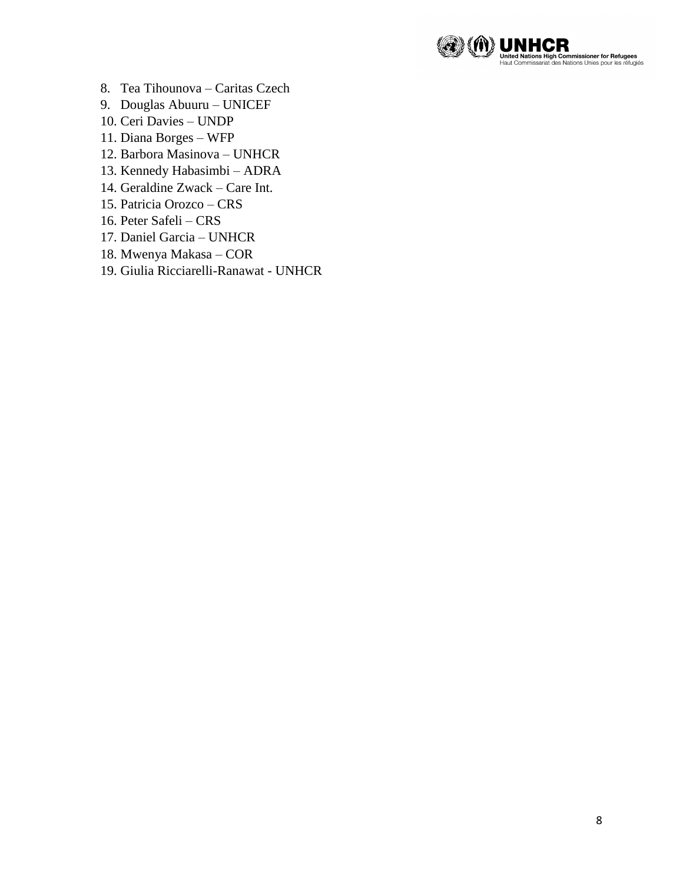8. Tea Tihounova – Caritas Czech
9. Douglas Abuuru – UNICEF
10. Ceri Davies – UNDP
11. Diana Borges – WFP
12. Barbora Masinova – UNHCR
13. Kennedy Habasimbi – ADRA
14. Geraldine Zwack – Care Int.
15. Patricia Orozco – CRS
16. Peter Safeli – CRS
17. Daniel Garcia – UNHCR
18. Mwenya Makasa – COR
19. Giulia Ricciarelli-Ranawat - UNHCR